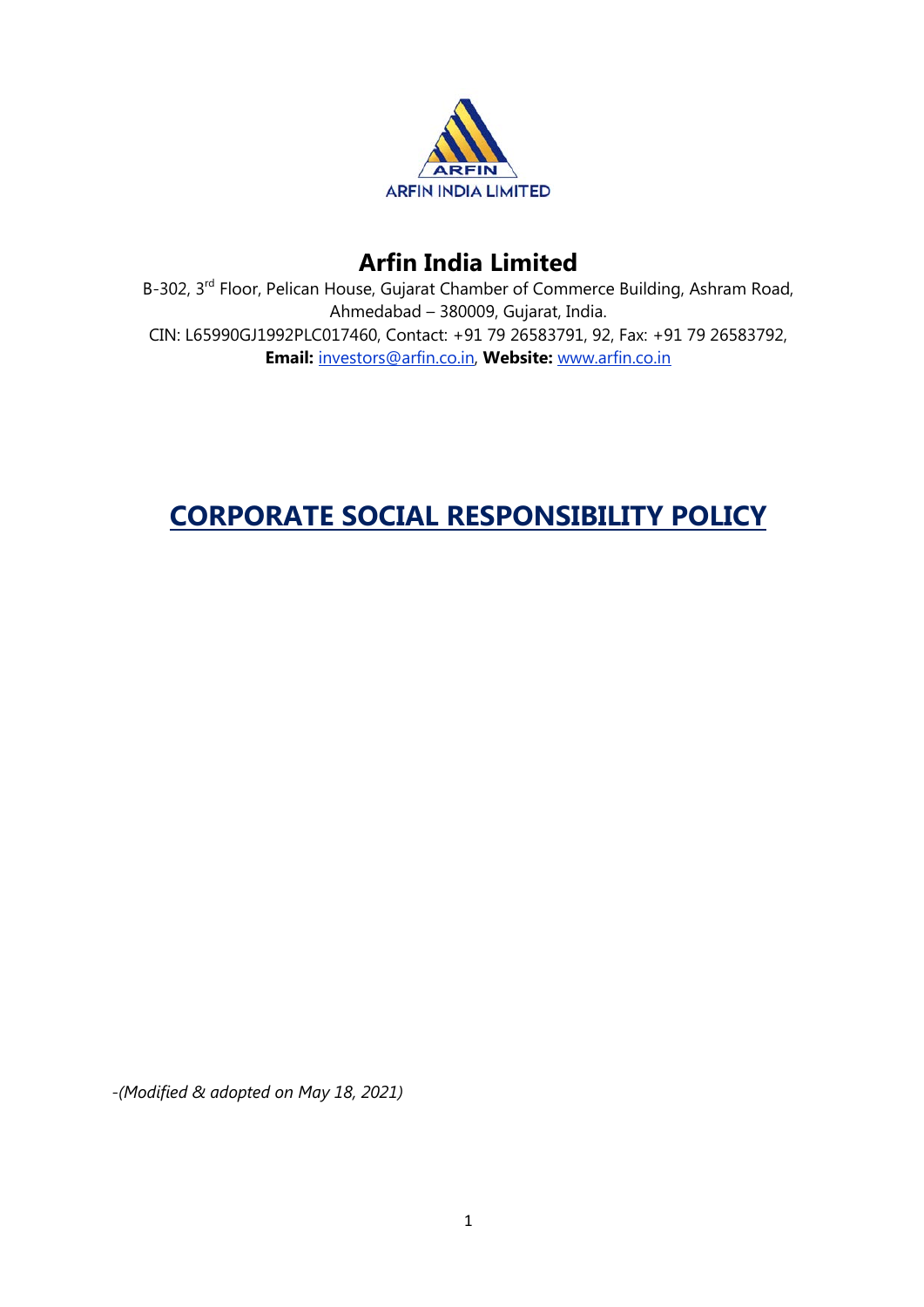ARFIN

ARFIN INDIA LIMITED

# Arfin India Limited

B-302, 3rd Floor, Pelican House, Gujarat Chamber of Commerce Building, Ashram Road, Ahmedabad – 380009, Gujarat, India.
CIN: L65990GJ1992PLC017460, Contact: +91 79 26583791, 92, Fax: +91 79 26583792,
**Email:** investors@arfin.co.in, **Website:** www.arfin.co.in

# CORPORATE SOCIAL RESPONSIBILITY POLICY

*-(Modified & adopted on May 18, 2021)*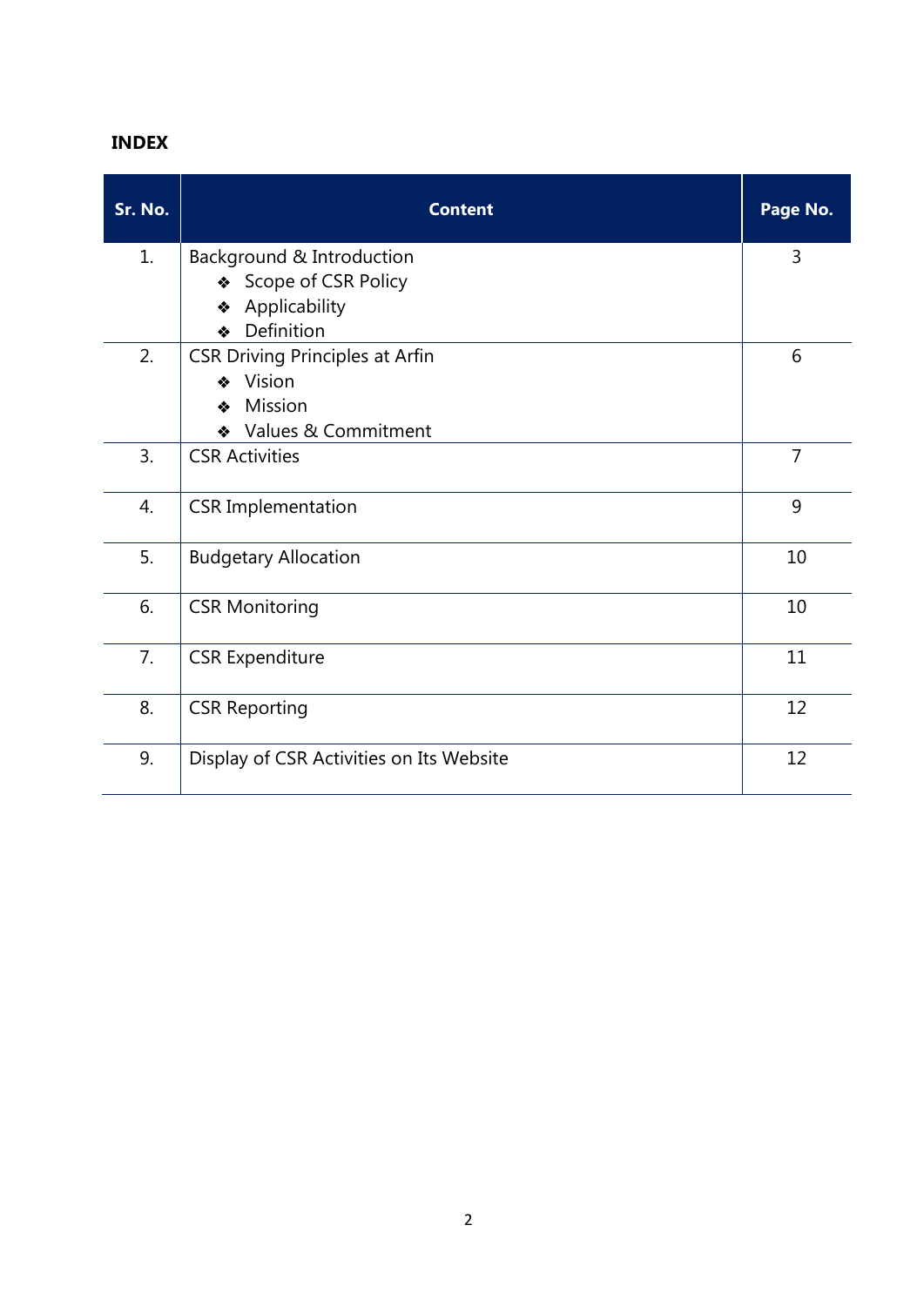**INDEX**

| Sr. No. | Content | Page No. |
|---|---|---|
| 1. | Background & Introduction<br>❖ Scope of CSR Policy<br>❖ Applicability<br>❖ Definition | 3 |
| 2. | CSR Driving Principles at Arfin<br>❖ Vision<br>❖ Mission<br>❖ Values & Commitment | 6 |
| 3. | CSR Activities | 7 |
| 4. | CSR Implementation | 9 |
| 5. | Budgetary Allocation | 10 |
| 6. | CSR Monitoring | 10 |
| 7. | CSR Expenditure | 11 |
| 8. | CSR Reporting | 12 |
| 9. | Display of CSR Activities on Its Website | 12 |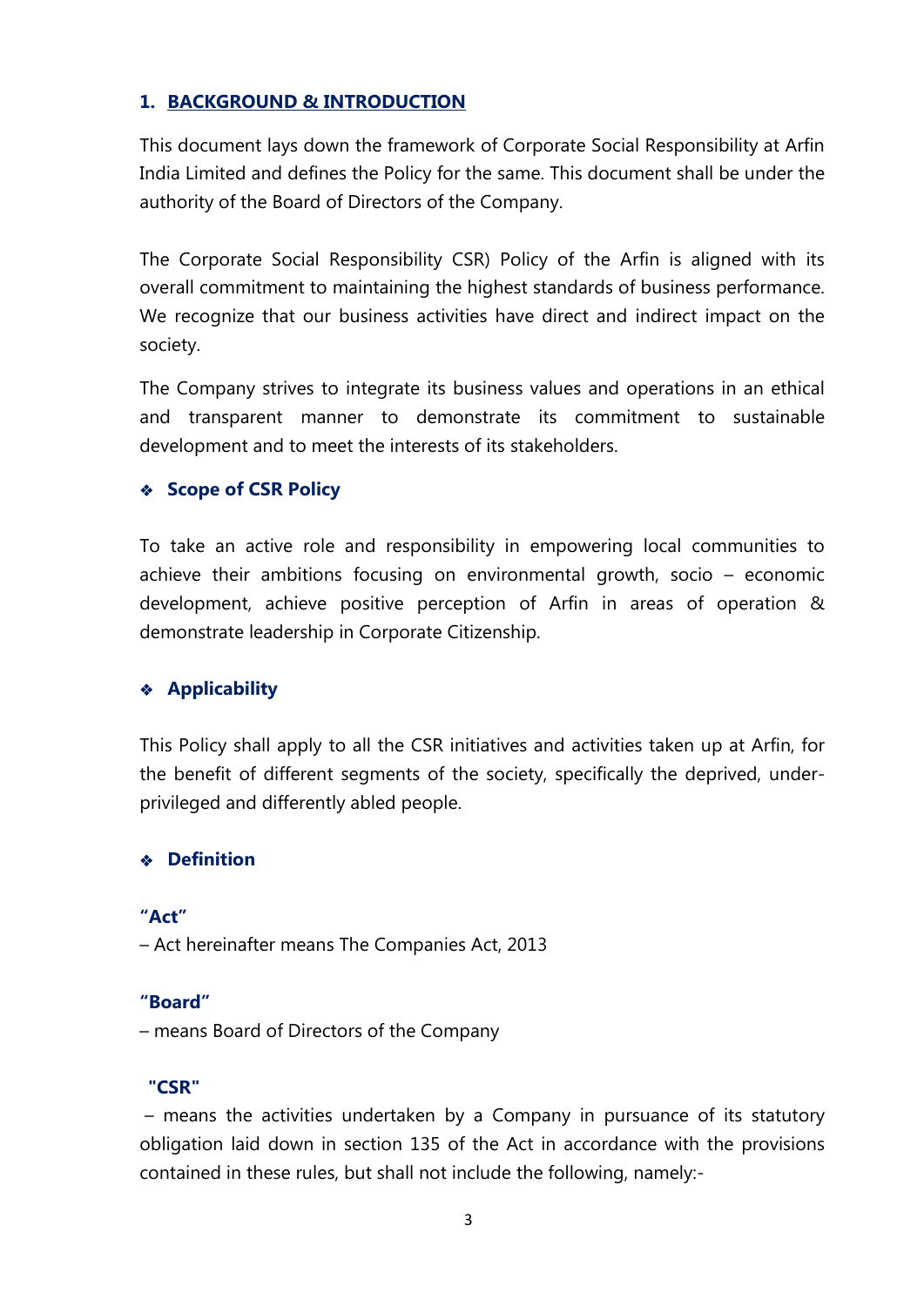## 1. BACKGROUND & INTRODUCTION

This document lays down the framework of Corporate Social Responsibility at Arfin India Limited and defines the Policy for the same. This document shall be under the authority of the Board of Directors of the Company.

The Corporate Social Responsibility CSR) Policy of the Arfin is aligned with its overall commitment to maintaining the highest standards of business performance. We recognize that our business activities have direct and indirect impact on the society.

The Company strives to integrate its business values and operations in an ethical and transparent manner to demonstrate its commitment to sustainable development and to meet the interests of its stakeholders.

### ❖ Scope of CSR Policy

To take an active role and responsibility in empowering local communities to achieve their ambitions focusing on environmental growth, socio – economic development, achieve positive perception of Arfin in areas of operation & demonstrate leadership in Corporate Citizenship.

### ❖ Applicability

This Policy shall apply to all the CSR initiatives and activities taken up at Arfin, for the benefit of different segments of the society, specifically the deprived, under-privileged and differently abled people.

### ❖ Definition

**"Act"**
– Act hereinafter means The Companies Act, 2013

**"Board"**
– means Board of Directors of the Company

**"CSR"**
– means the activities undertaken by a Company in pursuance of its statutory obligation laid down in section 135 of the Act in accordance with the provisions contained in these rules, but shall not include the following, namely:-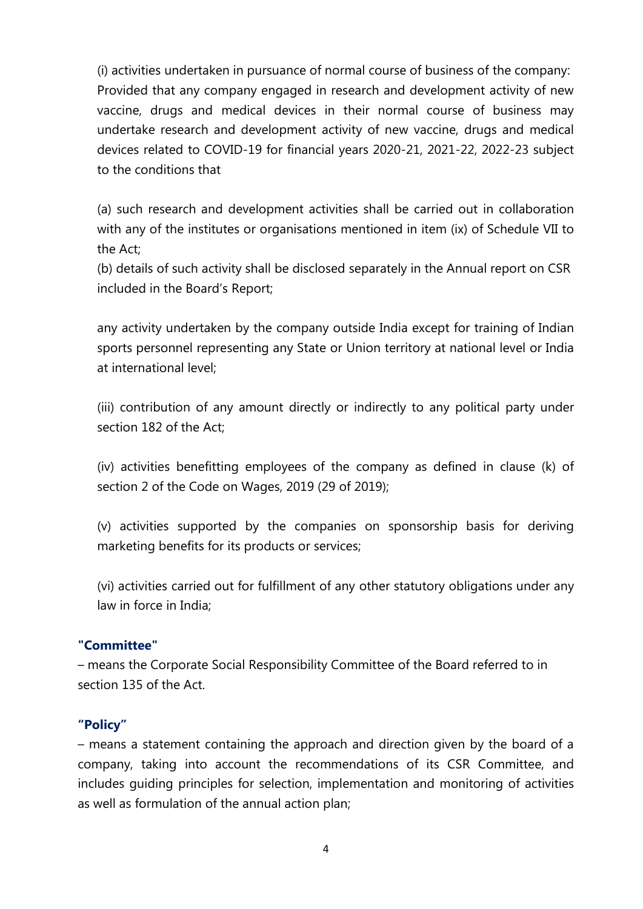(i) activities undertaken in pursuance of normal course of business of the company: Provided that any company engaged in research and development activity of new vaccine, drugs and medical devices in their normal course of business may undertake research and development activity of new vaccine, drugs and medical devices related to COVID-19 for financial years 2020-21, 2021-22, 2022-23 subject to the conditions that

(a) such research and development activities shall be carried out in collaboration with any of the institutes or organisations mentioned in item (ix) of Schedule VII to the Act;
(b) details of such activity shall be disclosed separately in the Annual report on CSR included in the Board's Report;

any activity undertaken by the company outside India except for training of Indian sports personnel representing any State or Union territory at national level or India at international level;

(iii) contribution of any amount directly or indirectly to any political party under section 182 of the Act;

(iv) activities benefitting employees of the company as defined in clause (k) of section 2 of the Code on Wages, 2019 (29 of 2019);

(v) activities supported by the companies on sponsorship basis for deriving marketing benefits for its products or services;

(vi) activities carried out for fulfillment of any other statutory obligations under any law in force in India;

**"Committee"**

– means the Corporate Social Responsibility Committee of the Board referred to in section 135 of the Act.

**"Policy"**

– means a statement containing the approach and direction given by the board of a company, taking into account the recommendations of its CSR Committee, and includes guiding principles for selection, implementation and monitoring of activities as well as formulation of the annual action plan;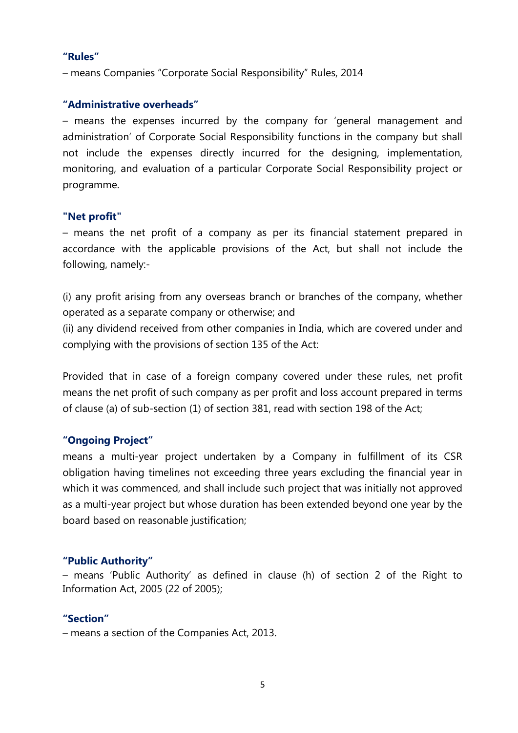**"Rules"**

– means Companies "Corporate Social Responsibility" Rules, 2014

**"Administrative overheads"**

– means the expenses incurred by the company for 'general management and administration' of Corporate Social Responsibility functions in the company but shall not include the expenses directly incurred for the designing, implementation, monitoring, and evaluation of a particular Corporate Social Responsibility project or programme.

**"Net profit"**

– means the net profit of a company as per its financial statement prepared in accordance with the applicable provisions of the Act, but shall not include the following, namely:-

(i) any profit arising from any overseas branch or branches of the company, whether operated as a separate company or otherwise; and
(ii) any dividend received from other companies in India, which are covered under and complying with the provisions of section 135 of the Act:

Provided that in case of a foreign company covered under these rules, net profit means the net profit of such company as per profit and loss account prepared in terms of clause (a) of sub-section (1) of section 381, read with section 198 of the Act;

**"Ongoing Project"**

means a multi-year project undertaken by a Company in fulfillment of its CSR obligation having timelines not exceeding three years excluding the financial year in which it was commenced, and shall include such project that was initially not approved as a multi-year project but whose duration has been extended beyond one year by the board based on reasonable justification;

**"Public Authority"**

– means 'Public Authority' as defined in clause (h) of section 2 of the Right to Information Act, 2005 (22 of 2005);

**"Section"**

– means a section of the Companies Act, 2013.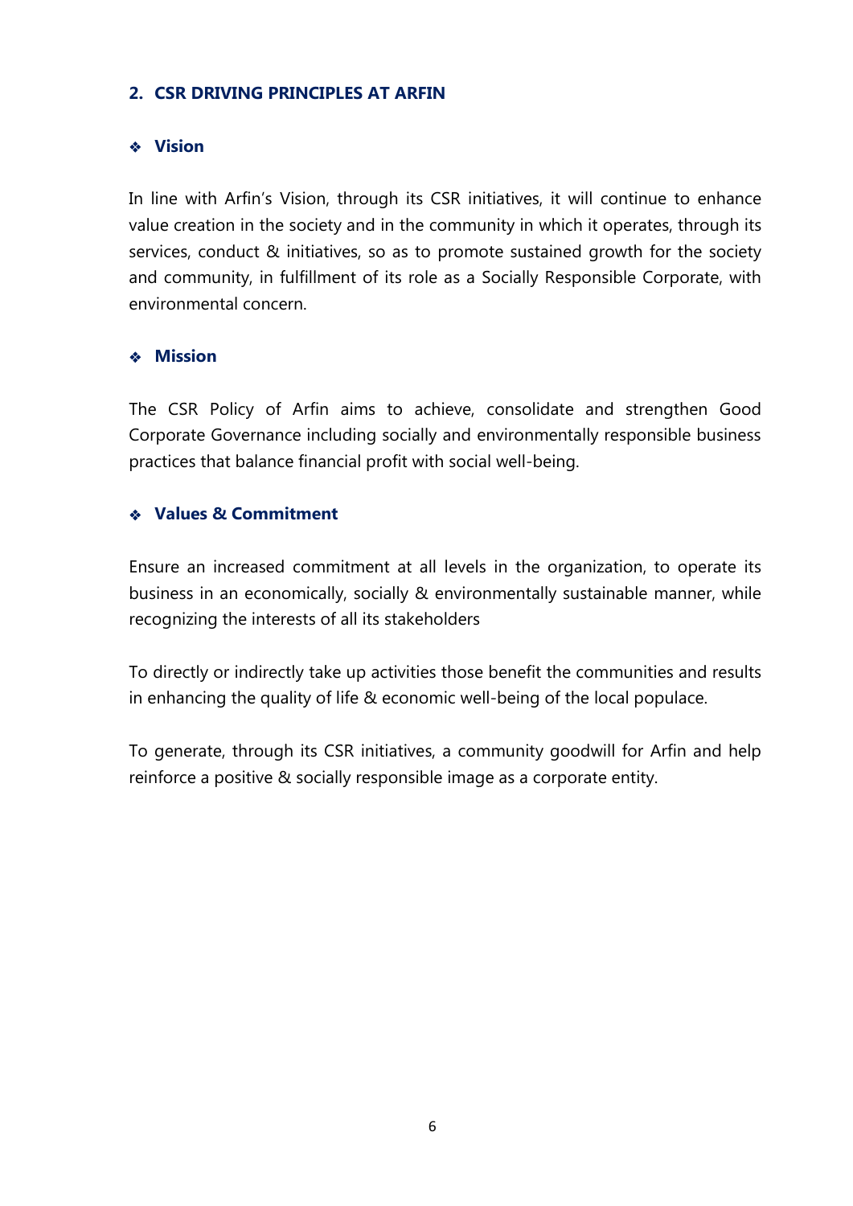## 2. CSR DRIVING PRINCIPLES AT ARFIN

### ❖ Vision

In line with Arfin's Vision, through its CSR initiatives, it will continue to enhance value creation in the society and in the community in which it operates, through its services, conduct & initiatives, so as to promote sustained growth for the society and community, in fulfillment of its role as a Socially Responsible Corporate, with environmental concern.

### ❖ Mission

The CSR Policy of Arfin aims to achieve, consolidate and strengthen Good Corporate Governance including socially and environmentally responsible business practices that balance financial profit with social well-being.

### ❖ Values & Commitment

Ensure an increased commitment at all levels in the organization, to operate its business in an economically, socially & environmentally sustainable manner, while recognizing the interests of all its stakeholders

To directly or indirectly take up activities those benefit the communities and results in enhancing the quality of life & economic well-being of the local populace.

To generate, through its CSR initiatives, a community goodwill for Arfin and help reinforce a positive & socially responsible image as a corporate entity.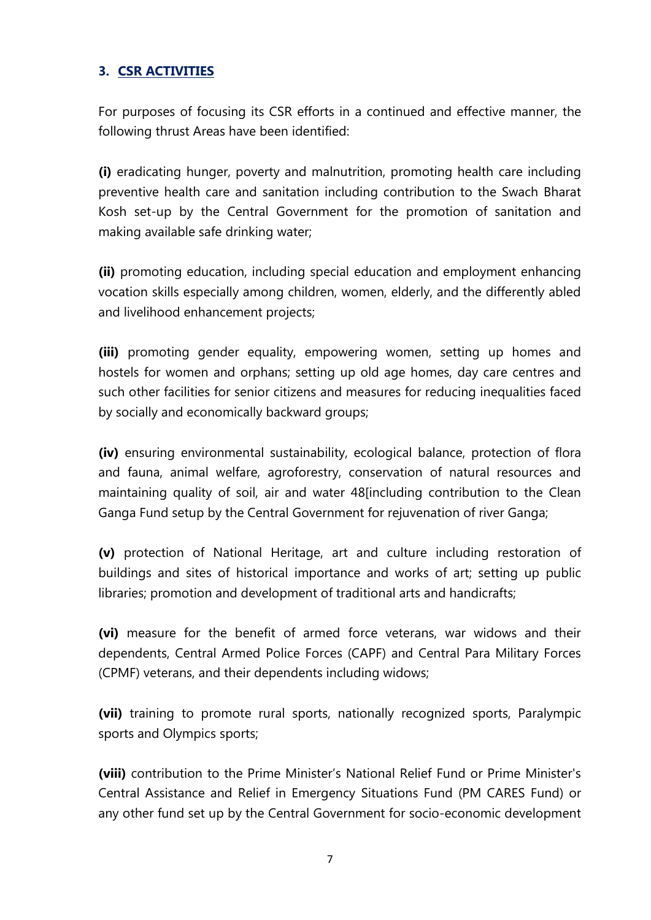### 3. CSR ACTIVITIES

For purposes of focusing its CSR efforts in a continued and effective manner, the following thrust Areas have been identified:

**(i)** eradicating hunger, poverty and malnutrition, promoting health care including preventive health care and sanitation including contribution to the Swach Bharat Kosh set-up by the Central Government for the promotion of sanitation and making available safe drinking water;

**(ii)** promoting education, including special education and employment enhancing vocation skills especially among children, women, elderly, and the differently abled and livelihood enhancement projects;

**(iii)** promoting gender equality, empowering women, setting up homes and hostels for women and orphans; setting up old age homes, day care centres and such other facilities for senior citizens and measures for reducing inequalities faced by socially and economically backward groups;

**(iv)** ensuring environmental sustainability, ecological balance, protection of flora and fauna, animal welfare, agroforestry, conservation of natural resources and maintaining quality of soil, air and water 48[including contribution to the Clean Ganga Fund setup by the Central Government for rejuvenation of river Ganga;

**(v)** protection of National Heritage, art and culture including restoration of buildings and sites of historical importance and works of art; setting up public libraries; promotion and development of traditional arts and handicrafts;

**(vi)** measure for the benefit of armed force veterans, war widows and their dependents, Central Armed Police Forces (CAPF) and Central Para Military Forces (CPMF) veterans, and their dependents including widows;

**(vii)** training to promote rural sports, nationally recognized sports, Paralympic sports and Olympics sports;

**(viii)** contribution to the Prime Minister's National Relief Fund or Prime Minister's Central Assistance and Relief in Emergency Situations Fund (PM CARES Fund) or any other fund set up by the Central Government for socio-economic development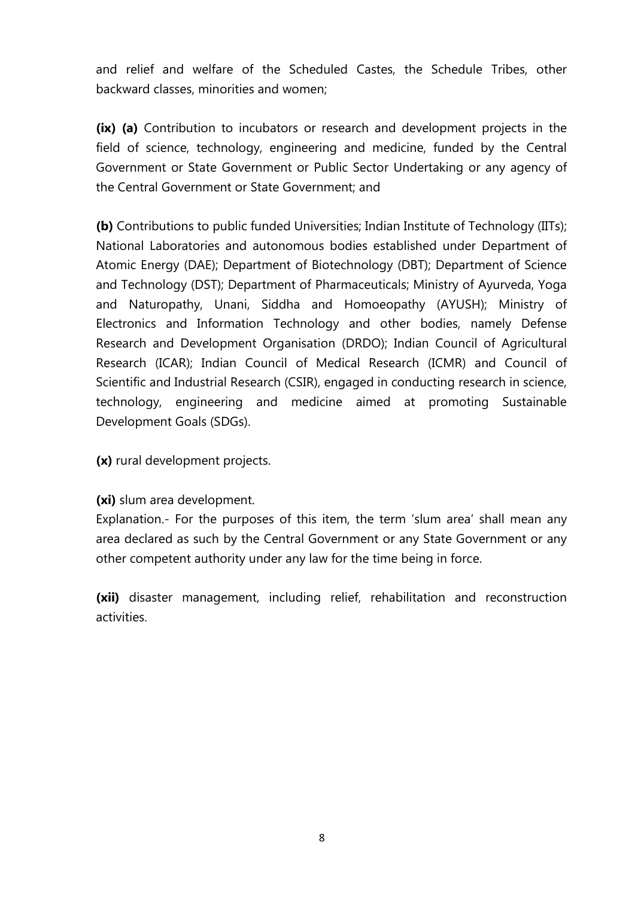and relief and welfare of the Scheduled Castes, the Schedule Tribes, other backward classes, minorities and women;

**(ix) (a)** Contribution to incubators or research and development projects in the field of science, technology, engineering and medicine, funded by the Central Government or State Government or Public Sector Undertaking or any agency of the Central Government or State Government; and

**(b)** Contributions to public funded Universities; Indian Institute of Technology (IITs); National Laboratories and autonomous bodies established under Department of Atomic Energy (DAE); Department of Biotechnology (DBT); Department of Science and Technology (DST); Department of Pharmaceuticals; Ministry of Ayurveda, Yoga and Naturopathy, Unani, Siddha and Homoeopathy (AYUSH); Ministry of Electronics and Information Technology and other bodies, namely Defense Research and Development Organisation (DRDO); Indian Council of Agricultural Research (ICAR); Indian Council of Medical Research (ICMR) and Council of Scientific and Industrial Research (CSIR), engaged in conducting research in science, technology, engineering and medicine aimed at promoting Sustainable Development Goals (SDGs).

**(x)** rural development projects.

**(xi)** slum area development.

Explanation.- For the purposes of this item, the term 'slum area' shall mean any area declared as such by the Central Government or any State Government or any other competent authority under any law for the time being in force.

**(xii)** disaster management, including relief, rehabilitation and reconstruction activities.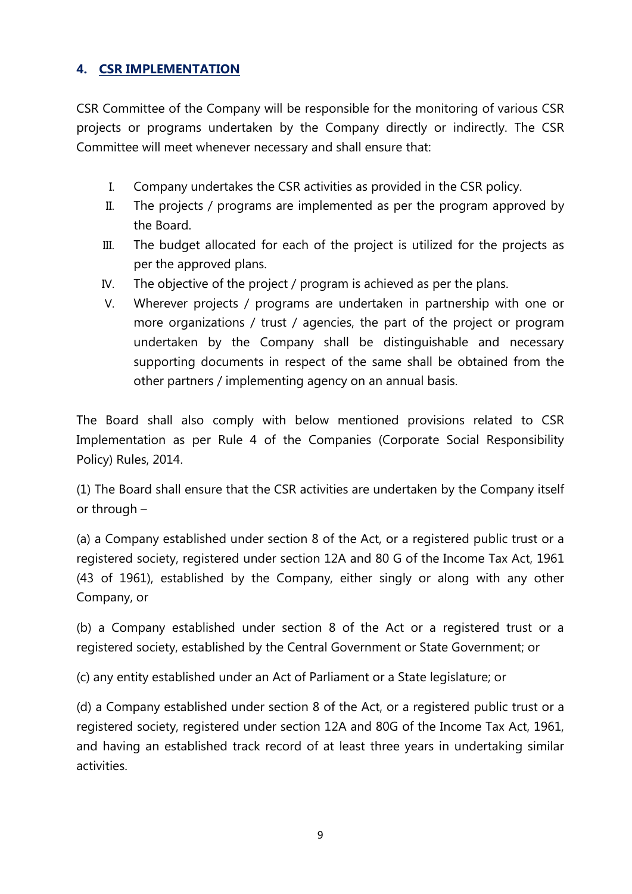## 4. CSR IMPLEMENTATION

CSR Committee of the Company will be responsible for the monitoring of various CSR projects or programs undertaken by the Company directly or indirectly. The CSR Committee will meet whenever necessary and shall ensure that:

I. Company undertakes the CSR activities as provided in the CSR policy.

II. The projects / programs are implemented as per the program approved by the Board.

III. The budget allocated for each of the project is utilized for the projects as per the approved plans.

IV. The objective of the project / program is achieved as per the plans.

V. Wherever projects / programs are undertaken in partnership with one or more organizations / trust / agencies, the part of the project or program undertaken by the Company shall be distinguishable and necessary supporting documents in respect of the same shall be obtained from the other partners / implementing agency on an annual basis.

The Board shall also comply with below mentioned provisions related to CSR Implementation as per Rule 4 of the Companies (Corporate Social Responsibility Policy) Rules, 2014.

(1) The Board shall ensure that the CSR activities are undertaken by the Company itself or through –

(a) a Company established under section 8 of the Act, or a registered public trust or a registered society, registered under section 12A and 80 G of the Income Tax Act, 1961 (43 of 1961), established by the Company, either singly or along with any other Company, or

(b) a Company established under section 8 of the Act or a registered trust or a registered society, established by the Central Government or State Government; or

(c) any entity established under an Act of Parliament or a State legislature; or

(d) a Company established under section 8 of the Act, or a registered public trust or a registered society, registered under section 12A and 80G of the Income Tax Act, 1961, and having an established track record of at least three years in undertaking similar activities.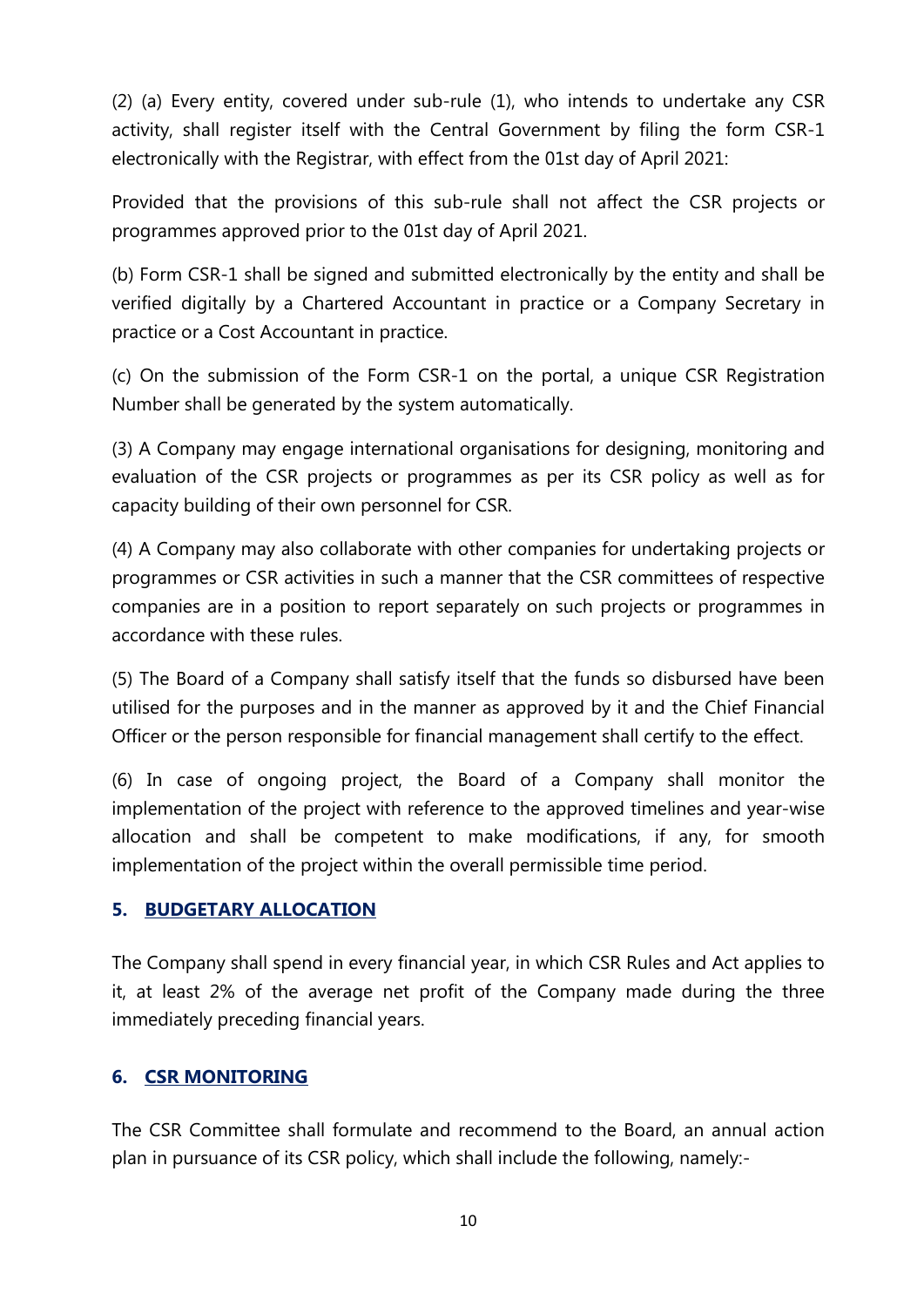(2) (a) Every entity, covered under sub-rule (1), who intends to undertake any CSR activity, shall register itself with the Central Government by filing the form CSR-1 electronically with the Registrar, with effect from the 01st day of April 2021:

Provided that the provisions of this sub-rule shall not affect the CSR projects or programmes approved prior to the 01st day of April 2021.

(b) Form CSR-1 shall be signed and submitted electronically by the entity and shall be verified digitally by a Chartered Accountant in practice or a Company Secretary in practice or a Cost Accountant in practice.

(c) On the submission of the Form CSR-1 on the portal, a unique CSR Registration Number shall be generated by the system automatically.

(3) A Company may engage international organisations for designing, monitoring and evaluation of the CSR projects or programmes as per its CSR policy as well as for capacity building of their own personnel for CSR.

(4) A Company may also collaborate with other companies for undertaking projects or programmes or CSR activities in such a manner that the CSR committees of respective companies are in a position to report separately on such projects or programmes in accordance with these rules.

(5) The Board of a Company shall satisfy itself that the funds so disbursed have been utilised for the purposes and in the manner as approved by it and the Chief Financial Officer or the person responsible for financial management shall certify to the effect.

(6) In case of ongoing project, the Board of a Company shall monitor the implementation of the project with reference to the approved timelines and year-wise allocation and shall be competent to make modifications, if any, for smooth implementation of the project within the overall permissible time period.

## 5. BUDGETARY ALLOCATION

The Company shall spend in every financial year, in which CSR Rules and Act applies to it, at least 2% of the average net profit of the Company made during the three immediately preceding financial years.

## 6. CSR MONITORING

The CSR Committee shall formulate and recommend to the Board, an annual action plan in pursuance of its CSR policy, which shall include the following, namely:-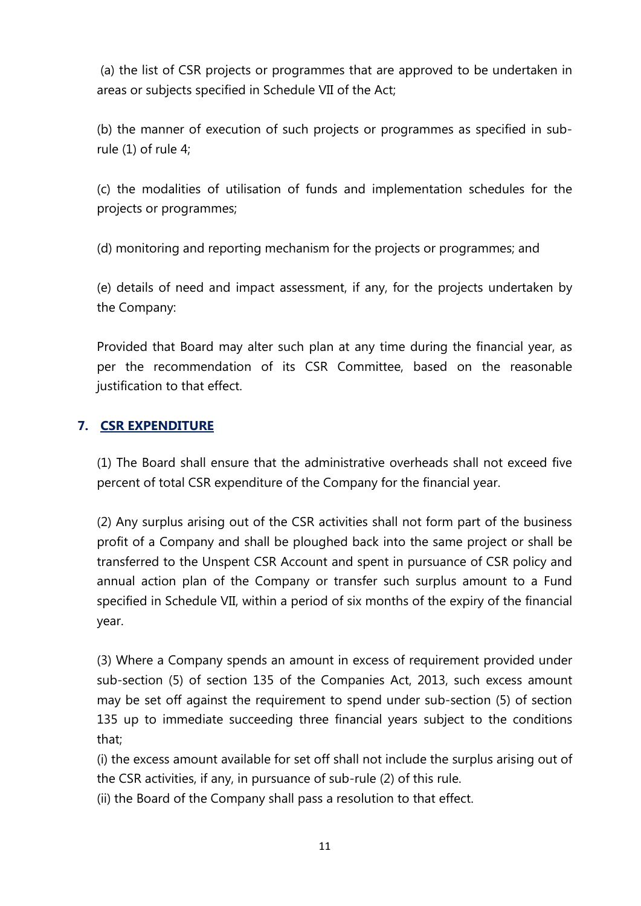(a) the list of CSR projects or programmes that are approved to be undertaken in areas or subjects specified in Schedule VII of the Act;

(b) the manner of execution of such projects or programmes as specified in sub-rule (1) of rule 4;

(c) the modalities of utilisation of funds and implementation schedules for the projects or programmes;

(d) monitoring and reporting mechanism for the projects or programmes; and

(e) details of need and impact assessment, if any, for the projects undertaken by the Company:

Provided that Board may alter such plan at any time during the financial year, as per the recommendation of its CSR Committee, based on the reasonable justification to that effect.

## 7. CSR EXPENDITURE

(1) The Board shall ensure that the administrative overheads shall not exceed five percent of total CSR expenditure of the Company for the financial year.

(2) Any surplus arising out of the CSR activities shall not form part of the business profit of a Company and shall be ploughed back into the same project or shall be transferred to the Unspent CSR Account and spent in pursuance of CSR policy and annual action plan of the Company or transfer such surplus amount to a Fund specified in Schedule VII, within a period of six months of the expiry of the financial year.

(3) Where a Company spends an amount in excess of requirement provided under sub-section (5) of section 135 of the Companies Act, 2013, such excess amount may be set off against the requirement to spend under sub-section (5) of section 135 up to immediate succeeding three financial years subject to the conditions that;

(i) the excess amount available for set off shall not include the surplus arising out of the CSR activities, if any, in pursuance of sub-rule (2) of this rule.

(ii) the Board of the Company shall pass a resolution to that effect.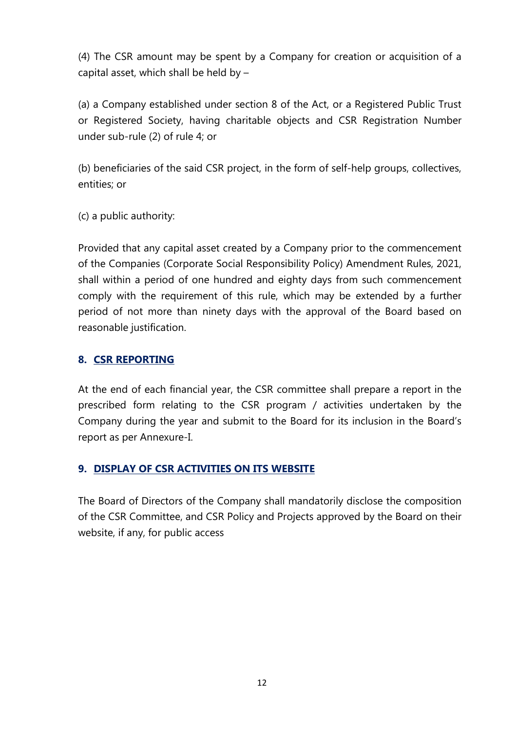(4) The CSR amount may be spent by a Company for creation or acquisition of a capital asset, which shall be held by –

(a) a Company established under section 8 of the Act, or a Registered Public Trust or Registered Society, having charitable objects and CSR Registration Number under sub-rule (2) of rule 4; or

(b) beneficiaries of the said CSR project, in the form of self-help groups, collectives, entities; or

(c) a public authority:

Provided that any capital asset created by a Company prior to the commencement of the Companies (Corporate Social Responsibility Policy) Amendment Rules, 2021, shall within a period of one hundred and eighty days from such commencement comply with the requirement of this rule, which may be extended by a further period of not more than ninety days with the approval of the Board based on reasonable justification.

## 8. CSR REPORTING

At the end of each financial year, the CSR committee shall prepare a report in the prescribed form relating to the CSR program / activities undertaken by the Company during the year and submit to the Board for its inclusion in the Board's report as per Annexure-I.

## 9. DISPLAY OF CSR ACTIVITIES ON ITS WEBSITE

The Board of Directors of the Company shall mandatorily disclose the composition of the CSR Committee, and CSR Policy and Projects approved by the Board on their website, if any, for public access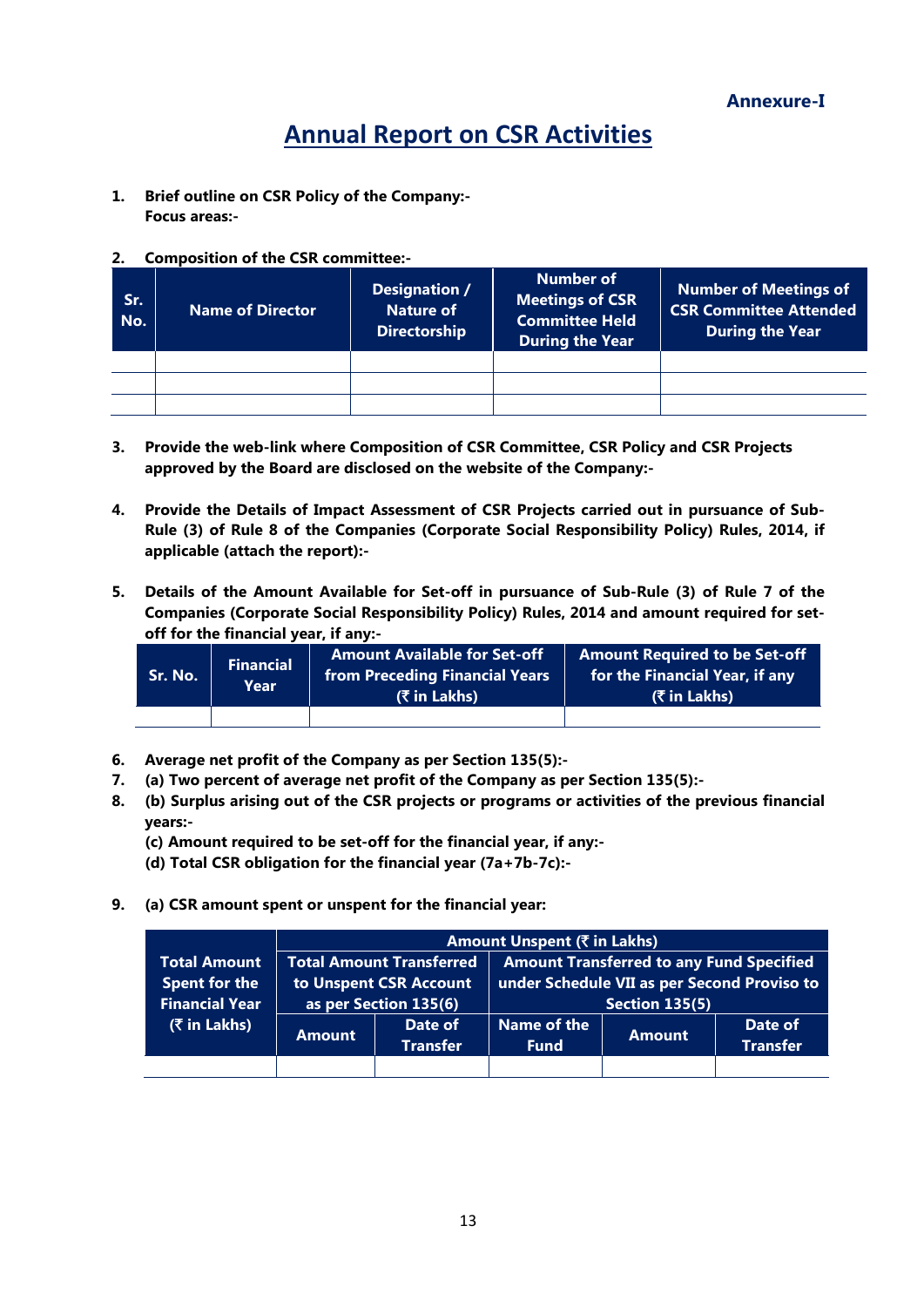**Annexure-I**

# Annual Report on CSR Activities

1. **Brief outline on CSR Policy of the Company:-**
   **Focus areas:-**

2. **Composition of the CSR committee:-**

| Sr. No. | Name of Director | Designation / Nature of Directorship | Number of Meetings of CSR Committee Held During the Year | Number of Meetings of CSR Committee Attended During the Year |
|---|---|---|---|---|
| | | | | |
| | | | | |
| | | | | |

3. **Provide the web-link where Composition of CSR Committee, CSR Policy and CSR Projects approved by the Board are disclosed on the website of the Company:-**

4. **Provide the Details of Impact Assessment of CSR Projects carried out in pursuance of Sub-Rule (3) of Rule 8 of the Companies (Corporate Social Responsibility Policy) Rules, 2014, if applicable (attach the report):-**

5. **Details of the Amount Available for Set-off in pursuance of Sub-Rule (3) of Rule 7 of the Companies (Corporate Social Responsibility Policy) Rules, 2014 and amount required for set-off for the financial year, if any:-**

| Sr. No. | Financial Year | Amount Available for Set-off from Preceding Financial Years (₹ in Lakhs) | Amount Required to be Set-off for the Financial Year, if any (₹ in Lakhs) |
|---|---|---|---|
| | | | |

6. **Average net profit of the Company as per Section 135(5):-**
7. **(a) Two percent of average net profit of the Company as per Section 135(5):-**
8. **(b) Surplus arising out of the CSR projects or programs or activities of the previous financial years:-**
   **(c) Amount required to be set-off for the financial year, if any:-**
   **(d) Total CSR obligation for the financial year (7a+7b-7c):-**

9. **(a) CSR amount spent or unspent for the financial year:**

| Total Amount Spent for the Financial Year (₹ in Lakhs) | Amount Unspent (₹ in Lakhs) | | | | |
|---|---|---|---|---|---|
| | Total Amount Transferred to Unspent CSR Account as per Section 135(6) | | Amount Transferred to any Fund Specified under Schedule VII as per Second Proviso to Section 135(5) | | |
| | Amount | Date of Transfer | Name of the Fund | Amount | Date of Transfer |
| | | | | | |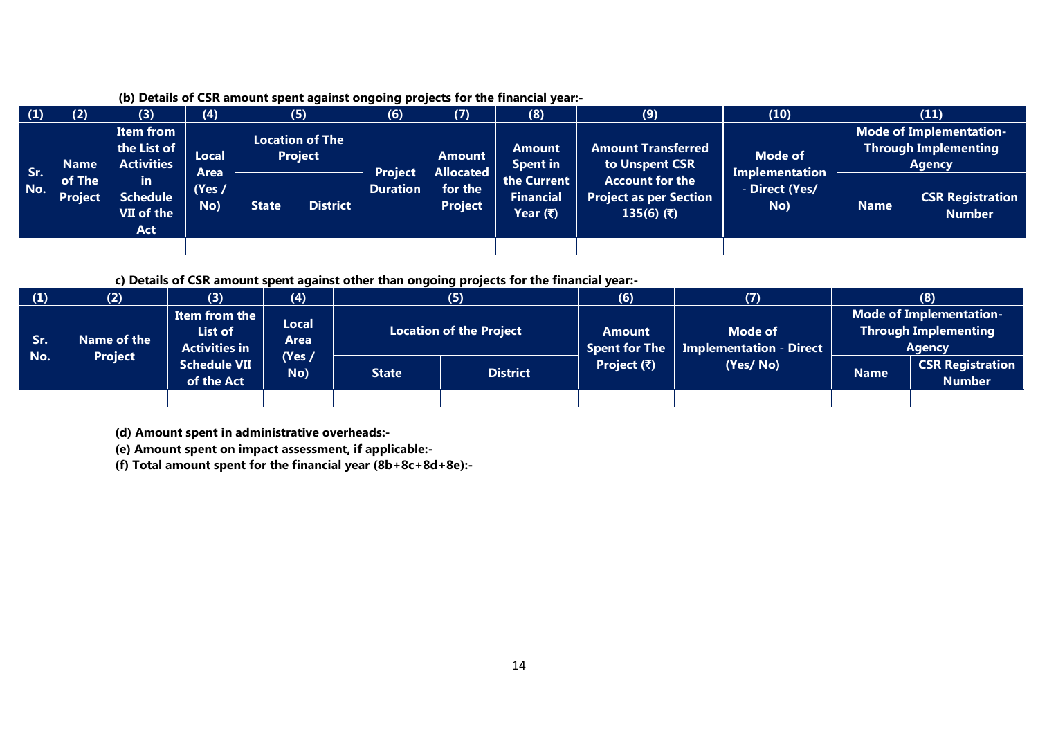**(b) Details of CSR amount spent against ongoing projects for the financial year:-**

| (1) | (2) | (3) | (4) | (5) | | (6) | (7) | (8) | (9) | (10) | (11) | |
|---|---|---|---|---|---|---|---|---|---|---|---|---|
| Sr. No. | Name of The Project | Item from the List of Activities in Schedule VII of the Act | Local Area (Yes / No) | Location of The Project | | Project Duration | Amount Allocated for the Project | Amount Spent in the Current Financial Year (₹) | Amount Transferred to Unspent CSR Account for the Project as per Section 135(6) (₹) | Mode of Implementation - Direct (Yes/ No) | Mode of Implementation- Through Implementing Agency | |
| | | | | State | District | | | | | | Name | CSR Registration Number |
| | | | | | | | | | | | | |

**c) Details of CSR amount spent against other than ongoing projects for the financial year:-**

| (1) | (2) | (3) | (4) | (5) | | (6) | (7) | (8) | |
|---|---|---|---|---|---|---|---|---|---|
| Sr. No. | Name of the Project | Item from the List of Activities in Schedule VII of the Act | Local Area (Yes / No) | Location of the Project | | Amount Spent for The Project (₹) | Mode of Implementation - Direct (Yes/ No) | Mode of Implementation- Through Implementing Agency | |
| | | | | State | District | | | Name | CSR Registration Number |
| | | | | | | | | | |

**(d) Amount spent in administrative overheads:-**

**(e) Amount spent on impact assessment, if applicable:-**

**(f) Total amount spent for the financial year (8b+8c+8d+8e):-**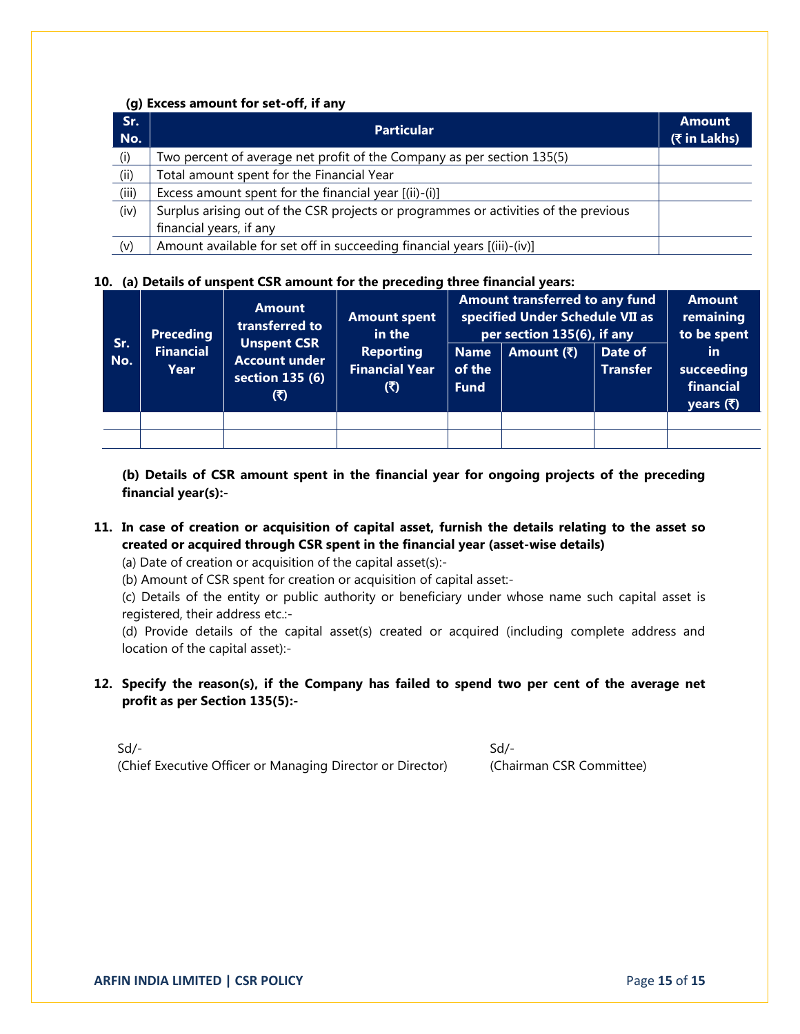**(g) Excess amount for set-off, if any**

| Sr. No. | Particular | Amount (₹ in Lakhs) |
|---|---|---|
| (i) | Two percent of average net profit of the Company as per section 135(5) | |
| (ii) | Total amount spent for the Financial Year | |
| (iii) | Excess amount spent for the financial year [(ii)-(i)] | |
| (iv) | Surplus arising out of the CSR projects or programmes or activities of the previous financial years, if any | |
| (v) | Amount available for set off in succeeding financial years [(iii)-(iv)] | |

**10. (a) Details of unspent CSR amount for the preceding three financial years:**

| Sr. No. | Preceding Financial Year | Amount transferred to Unspent CSR Account under section 135 (6) (₹) | Amount spent in the Reporting Financial Year (₹) | Amount transferred to any fund specified Under Schedule VII as per section 135(6), if any | | | Amount remaining to be spent in succeeding financial years (₹) |
|---|---|---|---|---|---|---|---|
| | | | | Name of the Fund | Amount (₹) | Date of Transfer | |
| | | | | | | | |
| | | | | | | | |

**(b) Details of CSR amount spent in the financial year for ongoing projects of the preceding financial year(s):-**

**11. In case of creation or acquisition of capital asset, furnish the details relating to the asset so created or acquired through CSR spent in the financial year (asset-wise details)**

(a) Date of creation or acquisition of the capital asset(s):-

(b) Amount of CSR spent for creation or acquisition of capital asset:-

(c) Details of the entity or public authority or beneficiary under whose name such capital asset is registered, their address etc.:-

(d) Provide details of the capital asset(s) created or acquired (including complete address and location of the capital asset):-

**12. Specify the reason(s), if the Company has failed to spend two per cent of the average net profit as per Section 135(5):-**

Sd/-
(Chief Executive Officer or Managing Director or Director)

Sd/-
(Chairman CSR Committee)